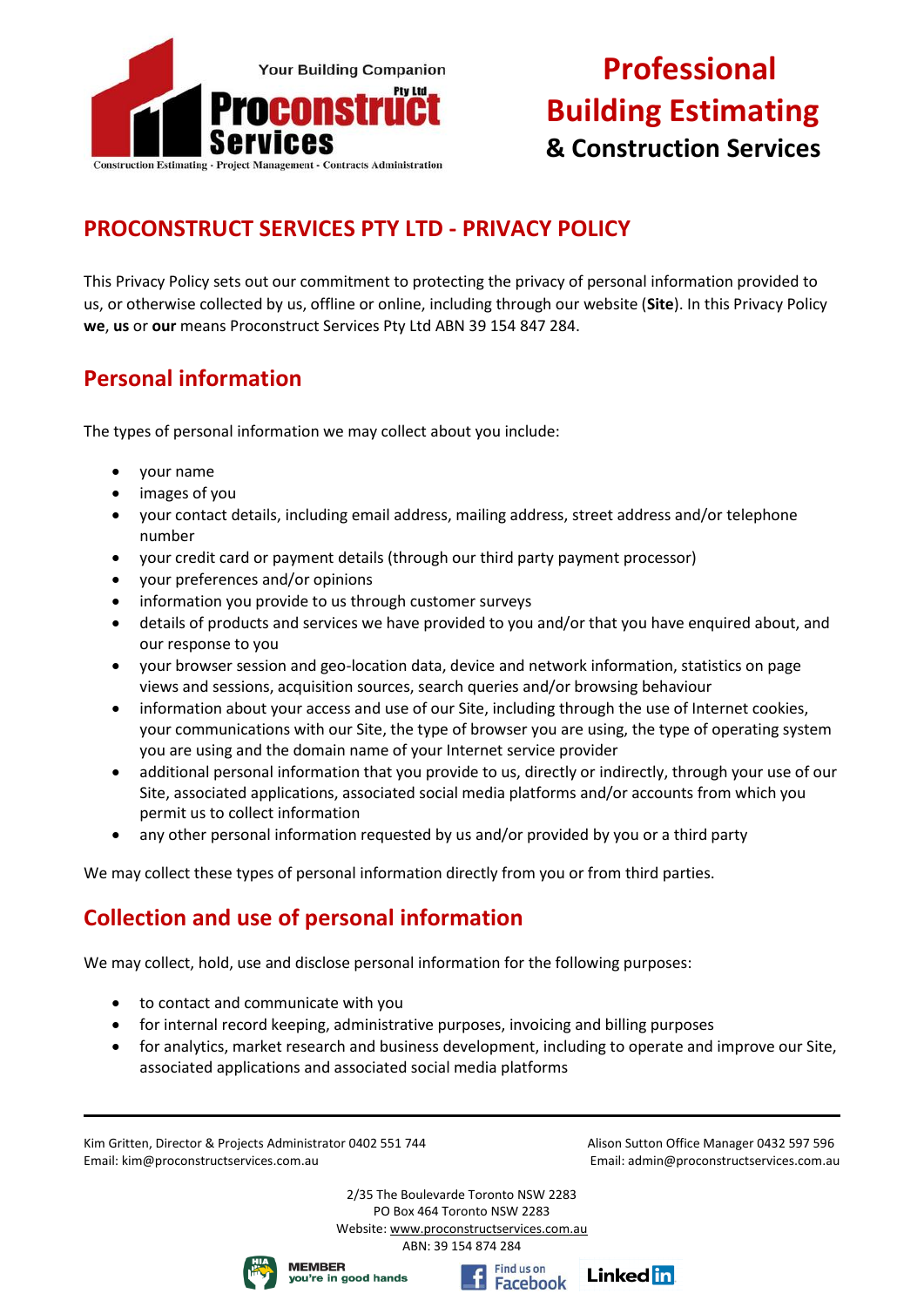# Professional Building Estimating & Construction Services

## PROCONSTRUCT SERVICES PTY LTD - PRIVACY POLICY

This Privacy Policy sets out our commitment to protecting the privacy of personal information provided to us, or otherwise collected by us, offline or online, including through our website (**Site**). In this Privacy Policy **we**, **us** or **our** means Proconstruct Services Pty Ltd ABN 39 154 847 284.

## Personal information

The types of personal information we may collect about you include:

- your name
- images of you
- your contact details, including email address, mailing address, street address and/or telephone number
- your credit card or payment details (through our third party payment processor)
- your preferences and/or opinions
- information you provide to us through customer surveys
- details of products and services we have provided to you and/or that you have enquired about, and our response to you
- your browser session and geo-location data, device and network information, statistics on page views and sessions, acquisition sources, search queries and/or browsing behaviour
- information about your access and use of our Site, including through the use of Internet cookies, your communications with our Site, the type of browser you are using, the type of operating system you are using and the domain name of your Internet service provider
- additional personal information that you provide to us, directly or indirectly, through your use of our Site, associated applications, associated social media platforms and/or accounts from which you permit us to collect information
- any other personal information requested by us and/or provided by you or a third party

We may collect these types of personal information directly from you or from third parties.

## Collection and use of personal information

We may collect, hold, use and disclose personal information for the following purposes:

- to contact and communicate with you
- for internal record keeping, administrative purposes, invoicing and billing purposes
- for analytics, market research and business development, including to operate and improve our Site, associated applications and associated social media platforms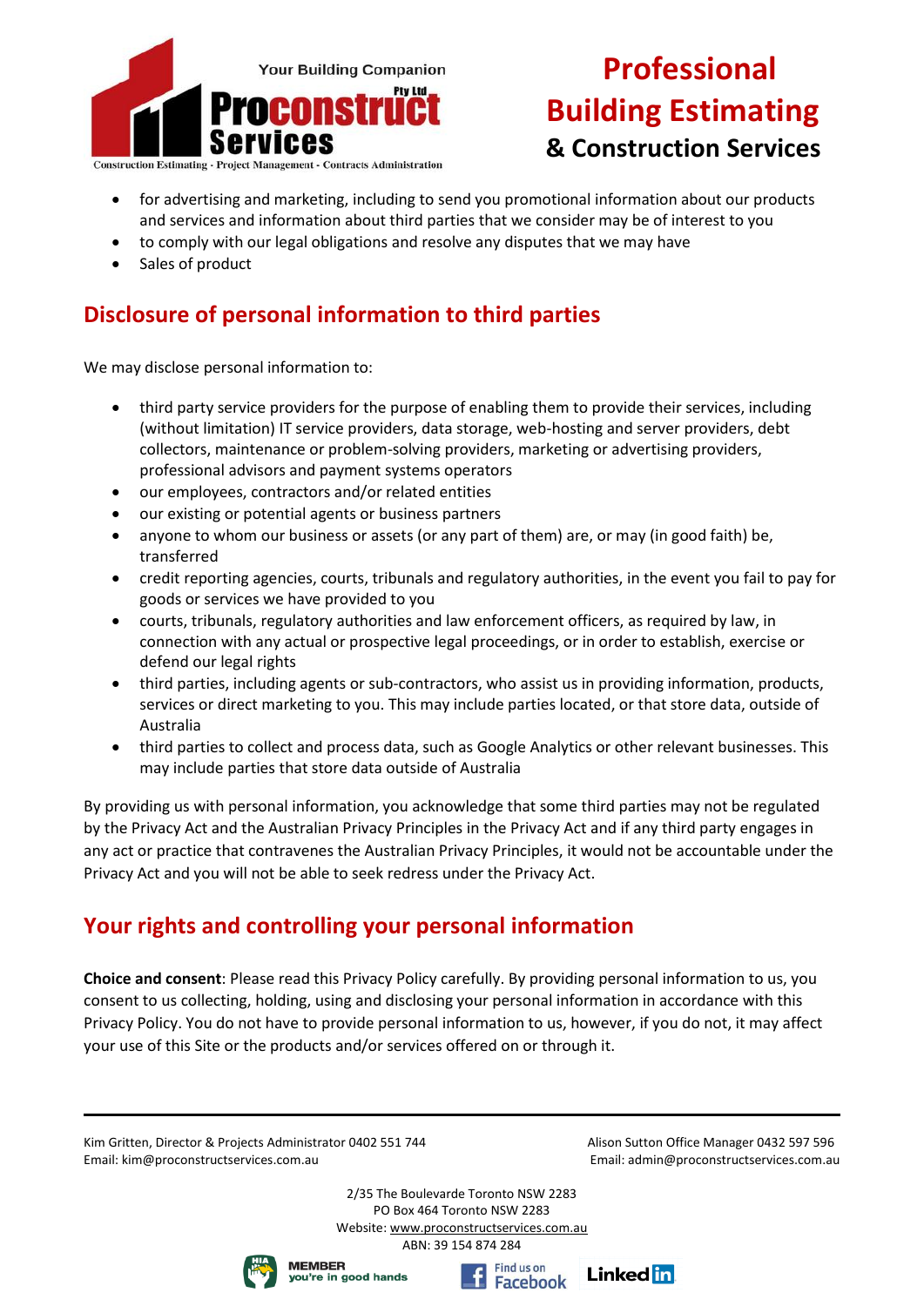- for advertising and marketing, including to send you promotional information about our products and services and information about third parties that we consider may be of interest to you
- to comply with our legal obligations and resolve any disputes that we may have
- Sales of product

## Disclosure of personal information to third parties

We may disclose personal information to:

- third party service providers for the purpose of enabling them to provide their services, including (without limitation) IT service providers, data storage, web-hosting and server providers, debt collectors, maintenance or problem-solving providers, marketing or advertising providers, professional advisors and payment systems operators
- our employees, contractors and/or related entities
- our existing or potential agents or business partners
- anyone to whom our business or assets (or any part of them) are, or may (in good faith) be, transferred
- credit reporting agencies, courts, tribunals and regulatory authorities, in the event you fail to pay for goods or services we have provided to you
- courts, tribunals, regulatory authorities and law enforcement officers, as required by law, in connection with any actual or prospective legal proceedings, or in order to establish, exercise or defend our legal rights
- third parties, including agents or sub-contractors, who assist us in providing information, products, services or direct marketing to you. This may include parties located, or that store data, outside of Australia
- third parties to collect and process data, such as Google Analytics or other relevant businesses. This may include parties that store data outside of Australia

By providing us with personal information, you acknowledge that some third parties may not be regulated by the Privacy Act and the Australian Privacy Principles in the Privacy Act and if any third party engages in any act or practice that contravenes the Australian Privacy Principles, it would not be accountable under the Privacy Act and you will not be able to seek redress under the Privacy Act.

## Your rights and controlling your personal information

**Choice and consent**: Please read this Privacy Policy carefully. By providing personal information to us, you consent to us collecting, holding, using and disclosing your personal information in accordance with this Privacy Policy. You do not have to provide personal information to us, however, if you do not, it may affect your use of this Site or the products and/or services offered on or through it.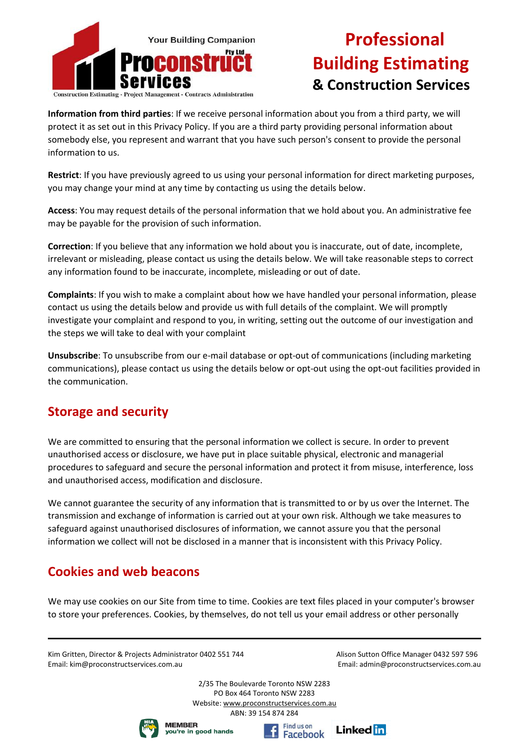**Information from third parties**: If we receive personal information about you from a third party, we will protect it as set out in this Privacy Policy. If you are a third party providing personal information about somebody else, you represent and warrant that you have such person's consent to provide the personal information to us.

**Restrict**: If you have previously agreed to us using your personal information for direct marketing purposes, you may change your mind at any time by contacting us using the details below.

**Access**: You may request details of the personal information that we hold about you. An administrative fee may be payable for the provision of such information.

**Correction**: If you believe that any information we hold about you is inaccurate, out of date, incomplete, irrelevant or misleading, please contact us using the details below. We will take reasonable steps to correct any information found to be inaccurate, incomplete, misleading or out of date.

**Complaints**: If you wish to make a complaint about how we have handled your personal information, please contact us using the details below and provide us with full details of the complaint. We will promptly investigate your complaint and respond to you, in writing, setting out the outcome of our investigation and the steps we will take to deal with your complaint

**Unsubscribe**: To unsubscribe from our e-mail database or opt-out of communications (including marketing communications), please contact us using the details below or opt-out using the opt-out facilities provided in the communication.

## Storage and security

We are committed to ensuring that the personal information we collect is secure. In order to prevent unauthorised access or disclosure, we have put in place suitable physical, electronic and managerial procedures to safeguard and secure the personal information and protect it from misuse, interference, loss and unauthorised access, modification and disclosure.

We cannot guarantee the security of any information that is transmitted to or by us over the Internet. The transmission and exchange of information is carried out at your own risk. Although we take measures to safeguard against unauthorised disclosures of information, we cannot assure you that the personal information we collect will not be disclosed in a manner that is inconsistent with this Privacy Policy.

## Cookies and web beacons

We may use cookies on our Site from time to time. Cookies are text files placed in your computer's browser to store your preferences. Cookies, by themselves, do not tell us your email address or other personally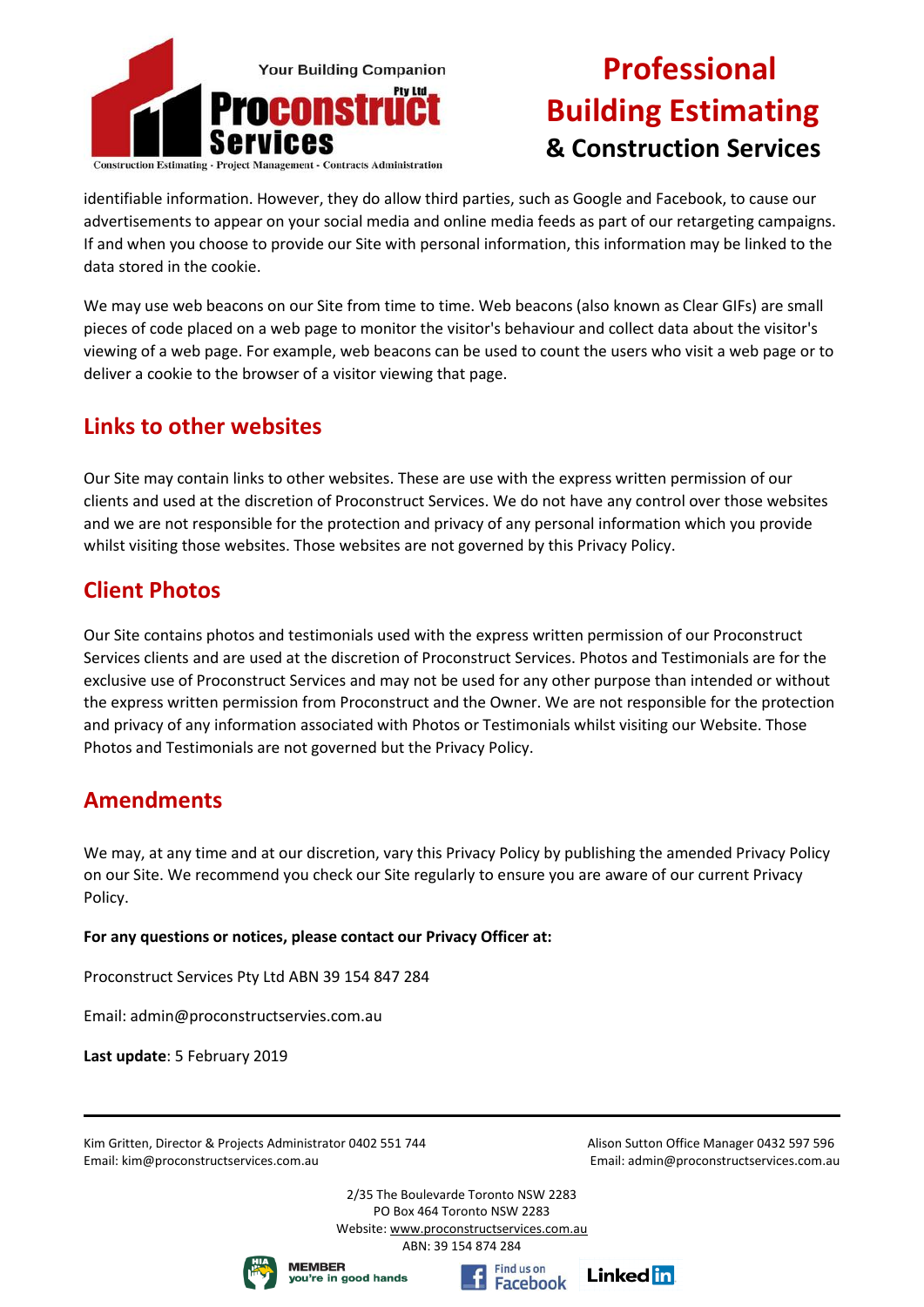identifiable information. However, they do allow third parties, such as Google and Facebook, to cause our advertisements to appear on your social media and online media feeds as part of our retargeting campaigns. If and when you choose to provide our Site with personal information, this information may be linked to the data stored in the cookie.

We may use web beacons on our Site from time to time. Web beacons (also known as Clear GIFs) are small pieces of code placed on a web page to monitor the visitor's behaviour and collect data about the visitor's viewing of a web page. For example, web beacons can be used to count the users who visit a web page or to deliver a cookie to the browser of a visitor viewing that page.

## Links to other websites

Our Site may contain links to other websites. These are use with the express written permission of our clients and used at the discretion of Proconstruct Services. We do not have any control over those websites and we are not responsible for the protection and privacy of any personal information which you provide whilst visiting those websites. Those websites are not governed by this Privacy Policy.

## Client Photos

Our Site contains photos and testimonials used with the express written permission of our Proconstruct Services clients and are used at the discretion of Proconstruct Services. Photos and Testimonials are for the exclusive use of Proconstruct Services and may not be used for any other purpose than intended or without the express written permission from Proconstruct and the Owner. We are not responsible for the protection and privacy of any information associated with Photos or Testimonials whilst visiting our Website. Those Photos and Testimonials are not governed but the Privacy Policy.

## Amendments

We may, at any time and at our discretion, vary this Privacy Policy by publishing the amended Privacy Policy on our Site. We recommend you check our Site regularly to ensure you are aware of our current Privacy Policy.

**For any questions or notices, please contact our Privacy Officer at:**

Proconstruct Services Pty Ltd ABN 39 154 847 284

Email: admin@proconstructservies.com.au

**Last update**: 5 February 2019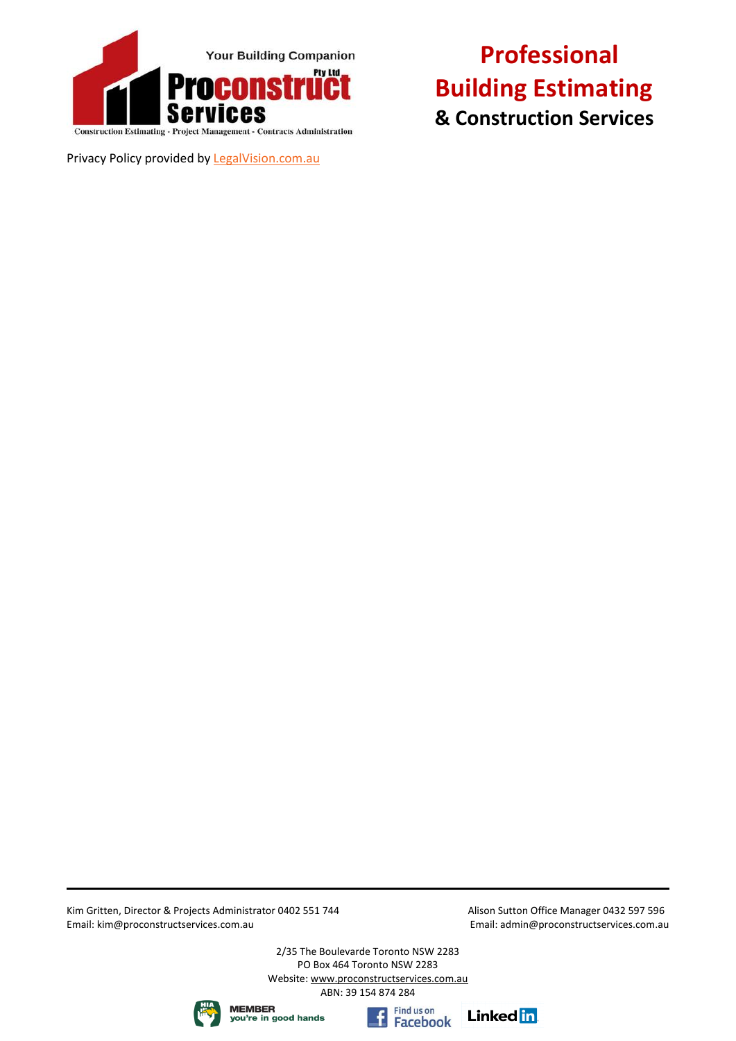Privacy Policy provided by LegalVision.com.au